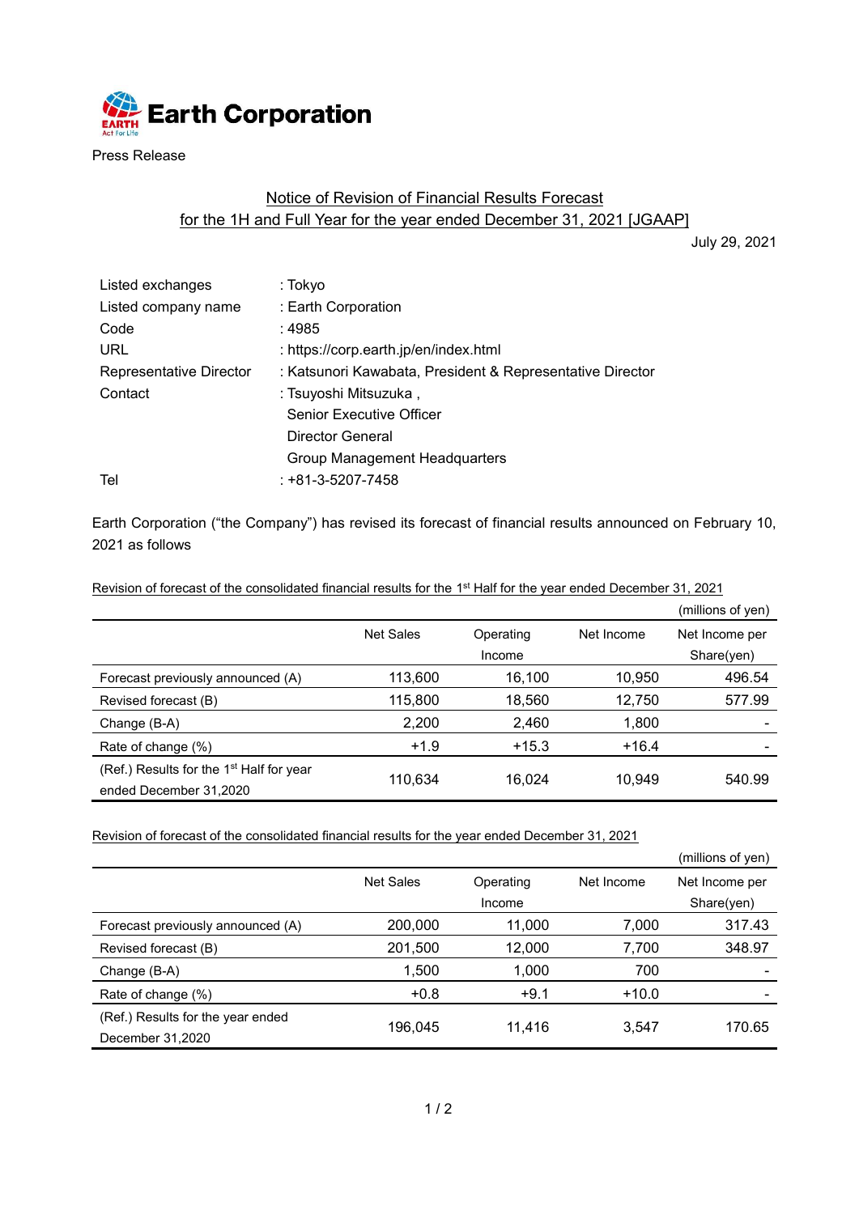# Earth Corporation

Press Release

## Notice of Revision of Financial Results Forecast for the 1H and Full Year for the year ended December 31, 2021 [JGAAP]

July 29, 2021

| | |
|---|---|
| Listed exchanges | : Tokyo |
| Listed company name | : Earth Corporation |
| Code | : 4985 |
| URL | : https://corp.earth.jp/en/index.html |
| Representative Director | : Katsunori Kawabata, President & Representative Director |
| Contact | : Tsuyoshi Mitsuzuka , Senior Executive Officer Director General Group Management Headquarters |
| Tel | : +81-3-5207-7458 |

Earth Corporation ("the Company") has revised its forecast of financial results announced on February 10, 2021 as follows

Revision of forecast of the consolidated financial results for the 1st Half for the year ended December 31, 2021

(millions of yen)

| | Net Sales | Operating Income | Net Income | Net Income per Share(yen) |
|---|---|---|---|---|
| Forecast previously announced (A) | 113,600 | 16,100 | 10,950 | 496.54 |
| Revised forecast (B) | 115,800 | 18,560 | 12,750 | 577.99 |
| Change (B-A) | 2,200 | 2,460 | 1,800 | - |
| Rate of change (%) | +1.9 | +15.3 | +16.4 | - |
| (Ref.) Results for the 1st Half for year ended December 31,2020 | 110,634 | 16,024 | 10,949 | 540.99 |

Revision of forecast of the consolidated financial results for the year ended December 31, 2021

(millions of yen)

| | Net Sales | Operating Income | Net Income | Net Income per Share(yen) |
|---|---|---|---|---|
| Forecast previously announced (A) | 200,000 | 11,000 | 7,000 | 317.43 |
| Revised forecast (B) | 201,500 | 12,000 | 7,700 | 348.97 |
| Change (B-A) | 1,500 | 1,000 | 700 | - |
| Rate of change (%) | +0.8 | +9.1 | +10.0 | - |
| (Ref.) Results for the year ended December 31,2020 | 196,045 | 11,416 | 3,547 | 170.65 |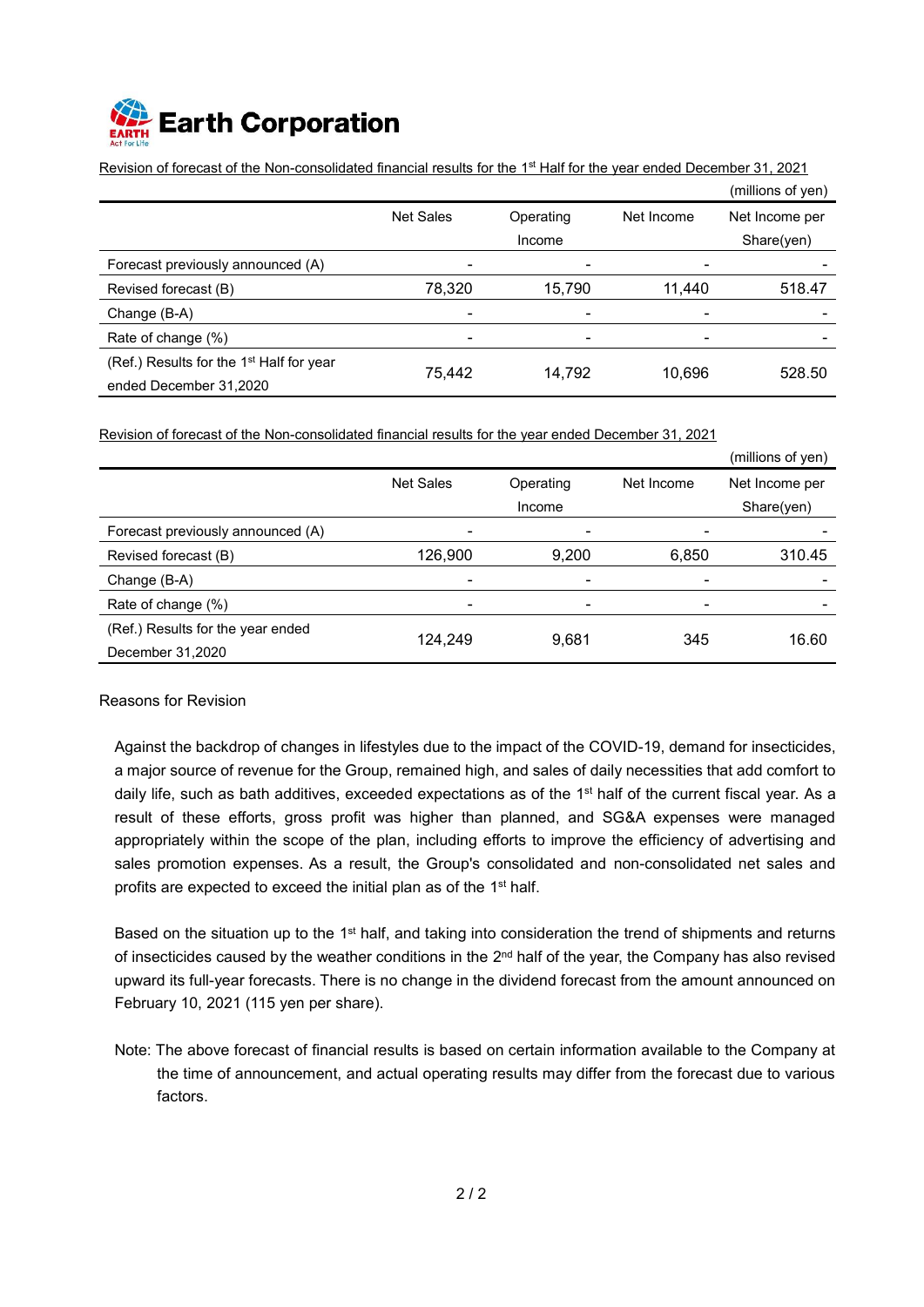# Earth Corporation

Revision of forecast of the Non-consolidated financial results for the 1st Half for the year ended December 31, 2021

(millions of yen)

| | Net Sales | Operating Income | Net Income | Net Income per Share(yen) |
|---|---|---|---|---|
| Forecast previously announced (A) | - | - | - | - |
| Revised forecast (B) | 78,320 | 15,790 | 11,440 | 518.47 |
| Change (B-A) | - | - | - | - |
| Rate of change (%) | - | - | - | - |
| (Ref.) Results for the 1st Half for year ended December 31,2020 | 75,442 | 14,792 | 10,696 | 528.50 |

Revision of forecast of the Non-consolidated financial results for the year ended December 31, 2021

(millions of yen)

| | Net Sales | Operating Income | Net Income | Net Income per Share(yen) |
|---|---|---|---|---|
| Forecast previously announced (A) | - | - | - | - |
| Revised forecast (B) | 126,900 | 9,200 | 6,850 | 310.45 |
| Change (B-A) | - | - | - | - |
| Rate of change (%) | - | - | - | - |
| (Ref.) Results for the year ended December 31,2020 | 124,249 | 9,681 | 345 | 16.60 |

Reasons for Revision

Against the backdrop of changes in lifestyles due to the impact of the COVID-19, demand for insecticides, a major source of revenue for the Group, remained high, and sales of daily necessities that add comfort to daily life, such as bath additives, exceeded expectations as of the 1st half of the current fiscal year. As a result of these efforts, gross profit was higher than planned, and SG&A expenses were managed appropriately within the scope of the plan, including efforts to improve the efficiency of advertising and sales promotion expenses. As a result, the Group's consolidated and non-consolidated net sales and profits are expected to exceed the initial plan as of the 1st half.

Based on the situation up to the 1st half, and taking into consideration the trend of shipments and returns of insecticides caused by the weather conditions in the 2nd half of the year, the Company has also revised upward its full-year forecasts. There is no change in the dividend forecast from the amount announced on February 10, 2021 (115 yen per share).

Note: The above forecast of financial results is based on certain information available to the Company at the time of announcement, and actual operating results may differ from the forecast due to various factors.